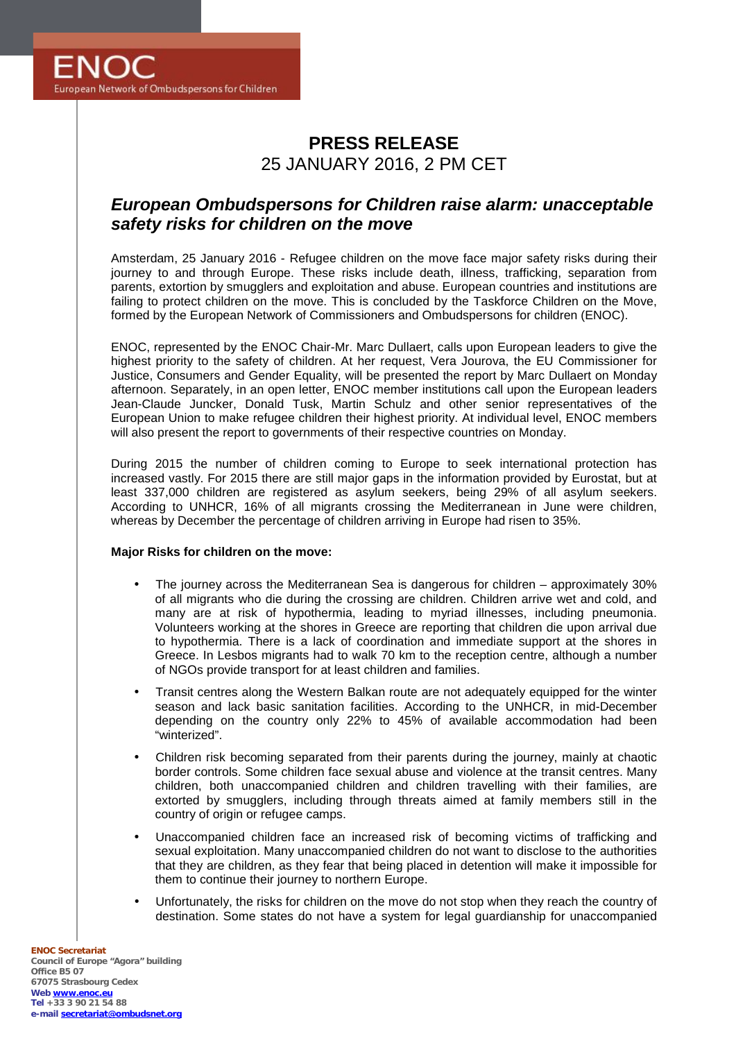ENOC
European Network of Ombudspersons for Children

**PRESS RELEASE**
25 JANUARY 2016, 2 PM CET

## *European Ombudspersons for Children raise alarm: unacceptable safety risks for children on the move*

Amsterdam, 25 January 2016 - Refugee children on the move face major safety risks during their journey to and through Europe. These risks include death, illness, trafficking, separation from parents, extortion by smugglers and exploitation and abuse. European countries and institutions are failing to protect children on the move. This is concluded by the Taskforce Children on the Move, formed by the European Network of Commissioners and Ombudspersons for children (ENOC).

ENOC, represented by the ENOC Chair-Mr. Marc Dullaert, calls upon European leaders to give the highest priority to the safety of children. At her request, Vera Jourova, the EU Commissioner for Justice, Consumers and Gender Equality, will be presented the report by Marc Dullaert on Monday afternoon. Separately, in an open letter, ENOC member institutions call upon the European leaders Jean-Claude Juncker, Donald Tusk, Martin Schulz and other senior representatives of the European Union to make refugee children their highest priority. At individual level, ENOC members will also present the report to governments of their respective countries on Monday.

During 2015 the number of children coming to Europe to seek international protection has increased vastly. For 2015 there are still major gaps in the information provided by Eurostat, but at least 337,000 children are registered as asylum seekers, being 29% of all asylum seekers. According to UNHCR, 16% of all migrants crossing the Mediterranean in June were children, whereas by December the percentage of children arriving in Europe had risen to 35%.

**Major Risks for children on the move:**

- The journey across the Mediterranean Sea is dangerous for children – approximately 30% of all migrants who die during the crossing are children. Children arrive wet and cold, and many are at risk of hypothermia, leading to myriad illnesses, including pneumonia. Volunteers working at the shores in Greece are reporting that children die upon arrival due to hypothermia. There is a lack of coordination and immediate support at the shores in Greece. In Lesbos migrants had to walk 70 km to the reception centre, although a number of NGOs provide transport for at least children and families.
- Transit centres along the Western Balkan route are not adequately equipped for the winter season and lack basic sanitation facilities. According to the UNHCR, in mid-December depending on the country only 22% to 45% of available accommodation had been "winterized".
- Children risk becoming separated from their parents during the journey, mainly at chaotic border controls. Some children face sexual abuse and violence at the transit centres. Many children, both unaccompanied children and children travelling with their families, are extorted by smugglers, including through threats aimed at family members still in the country of origin or refugee camps.
- Unaccompanied children face an increased risk of becoming victims of trafficking and sexual exploitation. Many unaccompanied children do not want to disclose to the authorities that they are children, as they fear that being placed in detention will make it impossible for them to continue their journey to northern Europe.
- Unfortunately, the risks for children on the move do not stop when they reach the country of destination. Some states do not have a system for legal guardianship for unaccompanied

**ENOC Secretariat**
**Council of Europe "Agora" building**
**Office B5 07**
**67075 Strasbourg Cedex**
**Web www.enoc.eu**
**Tel +33 3 90 21 54 88**
**e-mail secretariat@ombudsnet.org**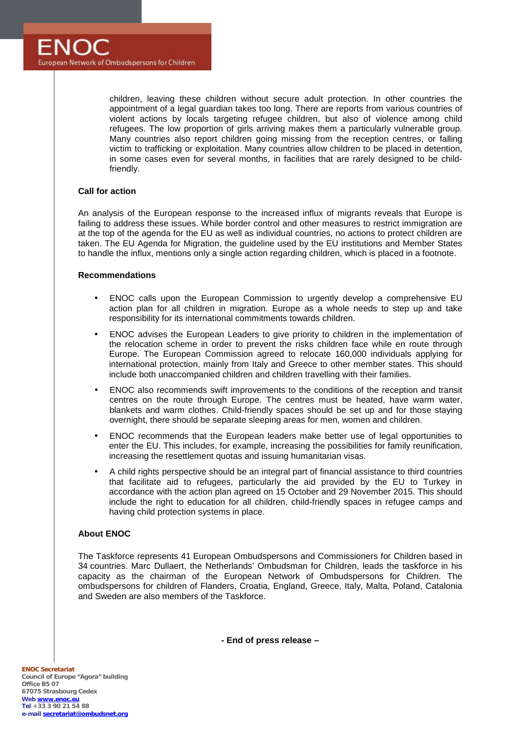children, leaving these children without secure adult protection. In other countries the appointment of a legal guardian takes too long. There are reports from various countries of violent actions by locals targeting refugee children, but also of violence among child refugees. The low proportion of girls arriving makes them a particularly vulnerable group. Many countries also report children going missing from the reception centres, or falling victim to trafficking or exploitation. Many countries allow children to be placed in detention, in some cases even for several months, in facilities that are rarely designed to be child-friendly.

**Call for action**

An analysis of the European response to the increased influx of migrants reveals that Europe is failing to address these issues. While border control and other measures to restrict immigration are at the top of the agenda for the EU as well as individual countries, no actions to protect children are taken. The EU Agenda for Migration, the guideline used by the EU institutions and Member States to handle the influx, mentions only a single action regarding children, which is placed in a footnote.

**Recommendations**

- ENOC calls upon the European Commission to urgently develop a comprehensive EU action plan for all children in migration. Europe as a whole needs to step up and take responsibility for its international commitments towards children.
- ENOC advises the European Leaders to give priority to children in the implementation of the relocation scheme in order to prevent the risks children face while en route through Europe. The European Commission agreed to relocate 160,000 individuals applying for international protection, mainly from Italy and Greece to other member states. This should include both unaccompanied children and children travelling with their families.
- ENOC also recommends swift improvements to the conditions of the reception and transit centres on the route through Europe. The centres must be heated, have warm water, blankets and warm clothes. Child-friendly spaces should be set up and for those staying overnight, there should be separate sleeping areas for men, women and children.
- ENOC recommends that the European leaders make better use of legal opportunities to enter the EU. This includes, for example, increasing the possibilities for family reunification, increasing the resettlement quotas and issuing humanitarian visas.
- A child rights perspective should be an integral part of financial assistance to third countries that facilitate aid to refugees, particularly the aid provided by the EU to Turkey in accordance with the action plan agreed on 15 October and 29 November 2015. This should include the right to education for all children, child-friendly spaces in refugee camps and having child protection systems in place.

**About ENOC**

The Taskforce represents 41 European Ombudspersons and Commissioners for Children based in 34 countries. Marc Dullaert, the Netherlands' Ombudsman for Children, leads the taskforce in his capacity as the chairman of the European Network of Ombudspersons for Children. The ombudspersons for children of Flanders, Croatia, England, Greece, Italy, Malta, Poland, Catalonia and Sweden are also members of the Taskforce.

**- End of press release –**

**ENOC Secretariat**
**Council of Europe "Agora" building**
**Office B5 07**
**67075 Strasbourg Cedex**
**Web www.enoc.eu**
**Tel +33 3 90 21 54 88**
**e-mail secretariat@ombudsnet.org**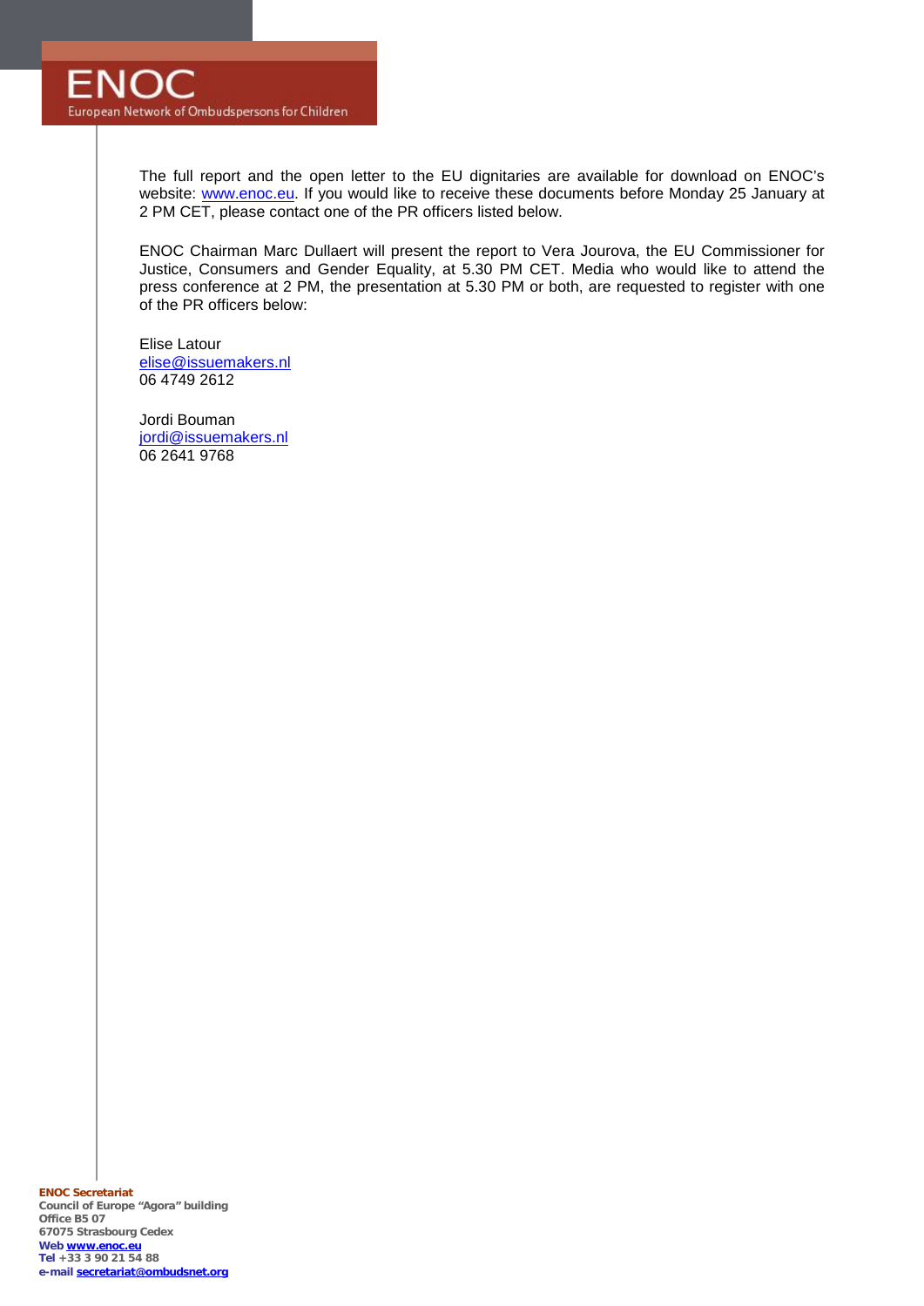The full report and the open letter to the EU dignitaries are available for download on ENOC's website: www.enoc.eu. If you would like to receive these documents before Monday 25 January at 2 PM CET, please contact one of the PR officers listed below.

ENOC Chairman Marc Dullaert will present the report to Vera Jourova, the EU Commissioner for Justice, Consumers and Gender Equality, at 5.30 PM CET. Media who would like to attend the press conference at 2 PM, the presentation at 5.30 PM or both, are requested to register with one of the PR officers below:

Elise Latour
elise@issuemakers.nl
06 4749 2612

Jordi Bouman
jordi@issuemakers.nl
06 2641 9768

**ENOC Secretariat**
**Council of Europe "Agora" building**
**Office B5 07**
**67075 Strasbourg Cedex**
**Web www.enoc.eu**
**Tel +33 3 90 21 54 88**
**e-mail secretariat@ombudsnet.org**